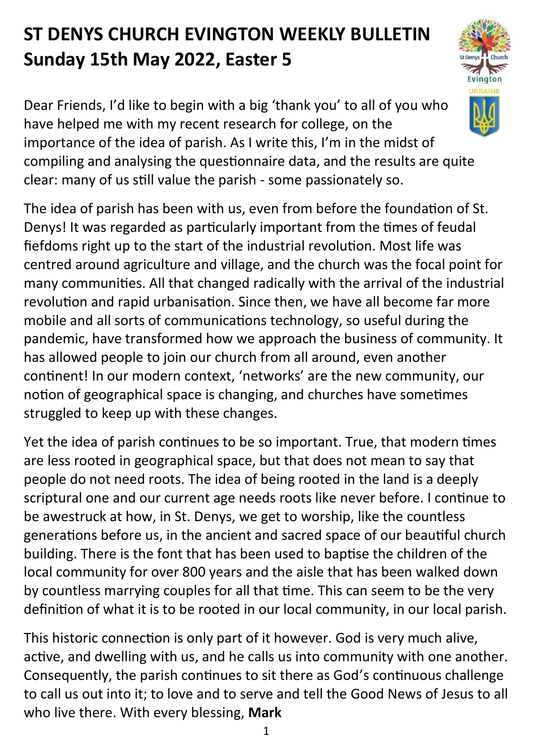# ST DENYS CHURCH EVINGTON WEEKLY BULLETIN
# Sunday 15th May 2022, Easter 5

Dear Friends, I'd like to begin with a big 'thank you' to all of you who have helped me with my recent research for college, on the importance of the idea of parish. As I write this, I'm in the midst of compiling and analysing the questionnaire data, and the results are quite clear: many of us still value the parish - some passionately so.

The idea of parish has been with us, even from before the foundation of St. Denys! It was regarded as particularly important from the times of feudal fiefdoms right up to the start of the industrial revolution. Most life was centred around agriculture and village, and the church was the focal point for many communities. All that changed radically with the arrival of the industrial revolution and rapid urbanisation. Since then, we have all become far more mobile and all sorts of communications technology, so useful during the pandemic, have transformed how we approach the business of community. It has allowed people to join our church from all around, even another continent! In our modern context, 'networks' are the new community, our notion of geographical space is changing, and churches have sometimes struggled to keep up with these changes.

Yet the idea of parish continues to be so important. True, that modern times are less rooted in geographical space, but that does not mean to say that people do not need roots. The idea of being rooted in the land is a deeply scriptural one and our current age needs roots like never before. I continue to be awestruck at how, in St. Denys, we get to worship, like the countless generations before us, in the ancient and sacred space of our beautiful church building. There is the font that has been used to baptise the children of the local community for over 800 years and the aisle that has been walked down by countless marrying couples for all that time. This can seem to be the very definition of what it is to be rooted in our local community, in our local parish.

This historic connection is only part of it however. God is very much alive, active, and dwelling with us, and he calls us into community with one another. Consequently, the parish continues to sit there as God's continuous challenge to call us out into it; to love and to serve and tell the Good News of Jesus to all who live there. With every blessing, **Mark**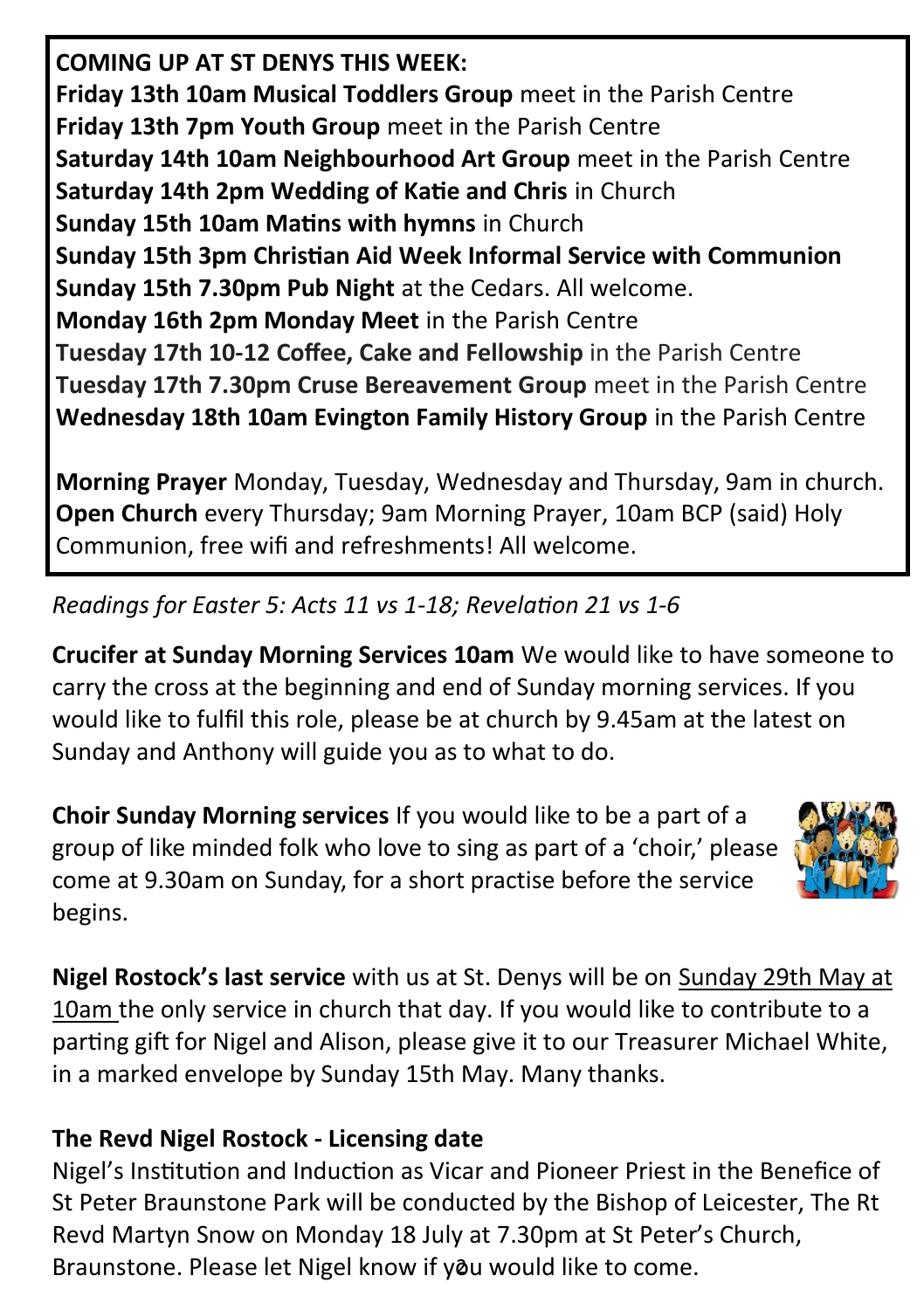**COMING UP AT ST DENYS THIS WEEK:**
**Friday 13th 10am Musical Toddlers Group** meet in the Parish Centre
**Friday 13th 7pm Youth Group** meet in the Parish Centre
**Saturday 14th 10am Neighbourhood Art Group** meet in the Parish Centre
**Saturday 14th 2pm Wedding of Katie and Chris** in Church
**Sunday 15th 10am Matins with hymns** in Church
**Sunday 15th 3pm Christian Aid Week Informal Service with Communion**
**Sunday 15th 7.30pm Pub Night** at the Cedars. All welcome.
**Monday 16th 2pm Monday Meet** in the Parish Centre
**Tuesday 17th 10-12 Coffee, Cake and Fellowship** in the Parish Centre
**Tuesday 17th 7.30pm Cruse Bereavement Group** meet in the Parish Centre
**Wednesday 18th 10am Evington Family History Group** in the Parish Centre

**Morning Prayer** Monday, Tuesday, Wednesday and Thursday, 9am in church.
**Open Church** every Thursday; 9am Morning Prayer, 10am BCP (said) Holy Communion, free wifi and refreshments! All welcome.

*Readings for Easter 5: Acts 11 vs 1-18; Revelation 21 vs 1-6*

**Crucifer at Sunday Morning Services 10am** We would like to have someone to carry the cross at the beginning and end of Sunday morning services. If you would like to fulfil this role, please be at church by 9.45am at the latest on Sunday and Anthony will guide you as to what to do.

**Choir Sunday Morning services** If you would like to be a part of a group of like minded folk who love to sing as part of a 'choir,' please come at 9.30am on Sunday, for a short practise before the service begins.

**Nigel Rostock's last service** with us at St. Denys will be on Sunday 29th May at 10am the only service in church that day. If you would like to contribute to a parting gift for Nigel and Alison, please give it to our Treasurer Michael White, in a marked envelope by Sunday 15th May. Many thanks.

**The Revd Nigel Rostock - Licensing date**

Nigel's Institution and Induction as Vicar and Pioneer Priest in the Benefice of St Peter Braunstone Park will be conducted by the Bishop of Leicester, The Rt Revd Martyn Snow on Monday 18 July at 7.30pm at St Peter's Church, Braunstone. Please let Nigel know if you would like to come.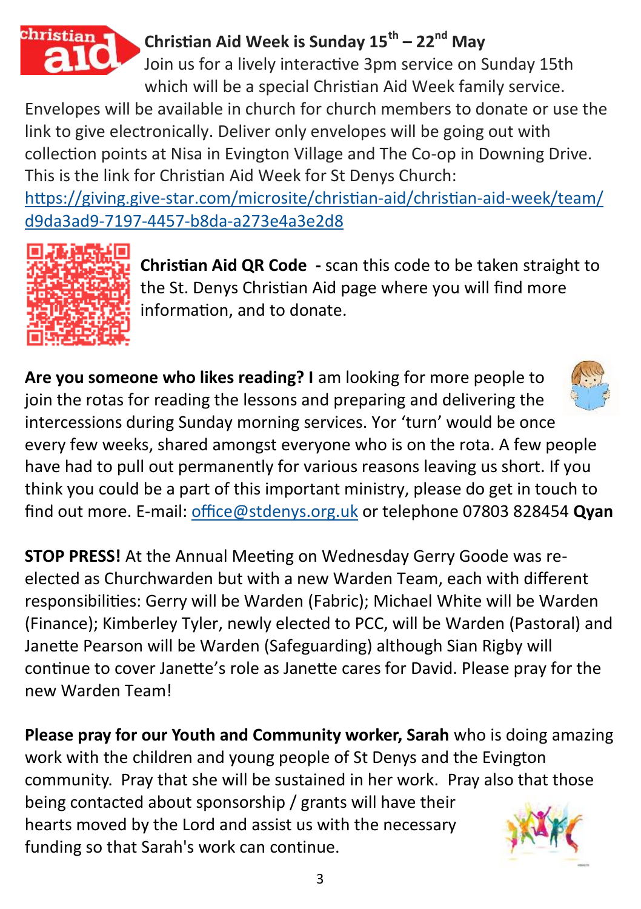**Christian Aid Week is Sunday 15th – 22nd May**

Join us for a lively interactive 3pm service on Sunday 15th which will be a special Christian Aid Week family service.

Envelopes will be available in church for church members to donate or use the link to give electronically. Deliver only envelopes will be going out with collection points at Nisa in Evington Village and The Co-op in Downing Drive. This is the link for Christian Aid Week for St Denys Church: https://giving.give-star.com/microsite/christian-aid/christian-aid-week/team/d9da3ad9-7197-4457-b8da-a273e4a3e2d8

**Christian Aid QR Code -** scan this code to be taken straight to the St. Denys Christian Aid page where you will find more information, and to donate.

**Are you someone who likes reading? I** am looking for more people to join the rotas for reading the lessons and preparing and delivering the intercessions during Sunday morning services. Yor 'turn' would be once every few weeks, shared amongst everyone who is on the rota. A few people have had to pull out permanently for various reasons leaving us short. If you think you could be a part of this important ministry, please do get in touch to find out more. E-mail: office@stdenys.org.uk or telephone 07803 828454 **Qyan**

**STOP PRESS!** At the Annual Meeting on Wednesday Gerry Goode was re-elected as Churchwarden but with a new Warden Team, each with different responsibilities: Gerry will be Warden (Fabric); Michael White will be Warden (Finance); Kimberley Tyler, newly elected to PCC, will be Warden (Pastoral) and Janette Pearson will be Warden (Safeguarding) although Sian Rigby will continue to cover Janette's role as Janette cares for David. Please pray for the new Warden Team!

**Please pray for our Youth and Community worker, Sarah** who is doing amazing work with the children and young people of St Denys and the Evington community. Pray that she will be sustained in her work. Pray also that those being contacted about sponsorship / grants will have their hearts moved by the Lord and assist us with the necessary funding so that Sarah's work can continue.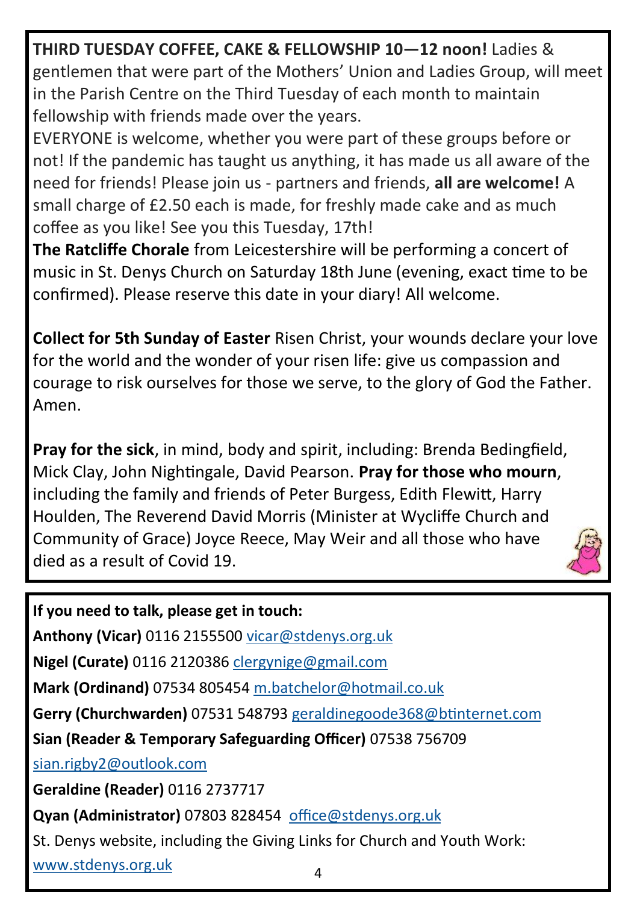**THIRD TUESDAY COFFEE, CAKE & FELLOWSHIP 10—12 noon!** Ladies & gentlemen that were part of the Mothers' Union and Ladies Group, will meet in the Parish Centre on the Third Tuesday of each month to maintain fellowship with friends made over the years.

EVERYONE is welcome, whether you were part of these groups before or not! If the pandemic has taught us anything, it has made us all aware of the need for friends! Please join us - partners and friends, **all are welcome!** A small charge of £2.50 each is made, for freshly made cake and as much coffee as you like! See you this Tuesday, 17th!

**The Ratcliffe Chorale** from Leicestershire will be performing a concert of music in St. Denys Church on Saturday 18th June (evening, exact time to be confirmed). Please reserve this date in your diary! All welcome.

**Collect for 5th Sunday of Easter** Risen Christ, your wounds declare your love for the world and the wonder of your risen life: give us compassion and courage to risk ourselves for those we serve, to the glory of God the Father. Amen.

**Pray for the sick**, in mind, body and spirit, including: Brenda Bedingfield, Mick Clay, John Nightingale, David Pearson. **Pray for those who mourn**, including the family and friends of Peter Burgess, Edith Flewitt, Harry Houlden, The Reverend David Morris (Minister at Wycliffe Church and Community of Grace) Joyce Reece, May Weir and all those who have died as a result of Covid 19.

**If you need to talk, please get in touch:**

**Anthony (Vicar)** 0116 2155500 vicar@stdenys.org.uk

**Nigel (Curate)** 0116 2120386 clergynige@gmail.com

**Mark (Ordinand)** 07534 805454 m.batchelor@hotmail.co.uk

**Gerry (Churchwarden)** 07531 548793 geraldinegoode368@btinternet.com

**Sian (Reader & Temporary Safeguarding Officer)** 07538 756709 sian.rigby2@outlook.com

**Geraldine (Reader)** 0116 2737717

**Qyan (Administrator)** 07803 828454 office@stdenys.org.uk

St. Denys website, including the Giving Links for Church and Youth Work: www.stdenys.org.uk